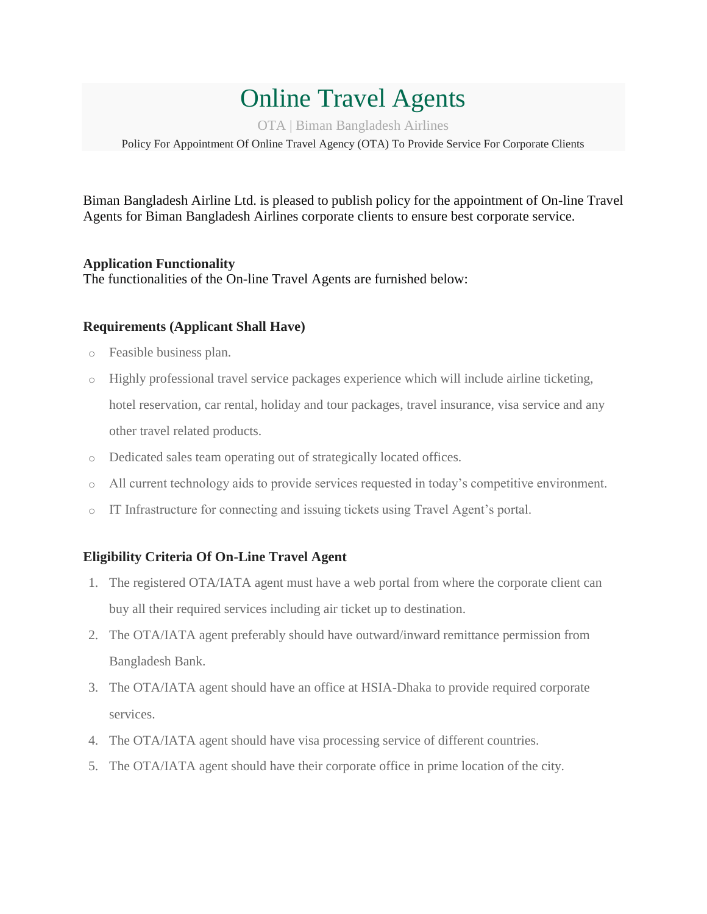# Online Travel Agents

OTA | Biman Bangladesh Airlines

Policy For Appointment Of Online Travel Agency (OTA) To Provide Service For Corporate Clients

Biman Bangladesh Airline Ltd. is pleased to publish policy for the appointment of On-line Travel Agents for Biman Bangladesh Airlines corporate clients to ensure best corporate service.

**Application Functionality**

The functionalities of the On-line Travel Agents are furnished below:

**Requirements (Applicant Shall Have)**

- Feasible business plan.
- Highly professional travel service packages experience which will include airline ticketing, hotel reservation, car rental, holiday and tour packages, travel insurance, visa service and any other travel related products.
- Dedicated sales team operating out of strategically located offices.
- All current technology aids to provide services requested in today's competitive environment.
- IT Infrastructure for connecting and issuing tickets using Travel Agent's portal.

**Eligibility Criteria Of On-Line Travel Agent**

1. The registered OTA/IATA agent must have a web portal from where the corporate client can buy all their required services including air ticket up to destination.
2. The OTA/IATA agent preferably should have outward/inward remittance permission from Bangladesh Bank.
3. The OTA/IATA agent should have an office at HSIA-Dhaka to provide required corporate services.
4. The OTA/IATA agent should have visa processing service of different countries.
5. The OTA/IATA agent should have their corporate office in prime location of the city.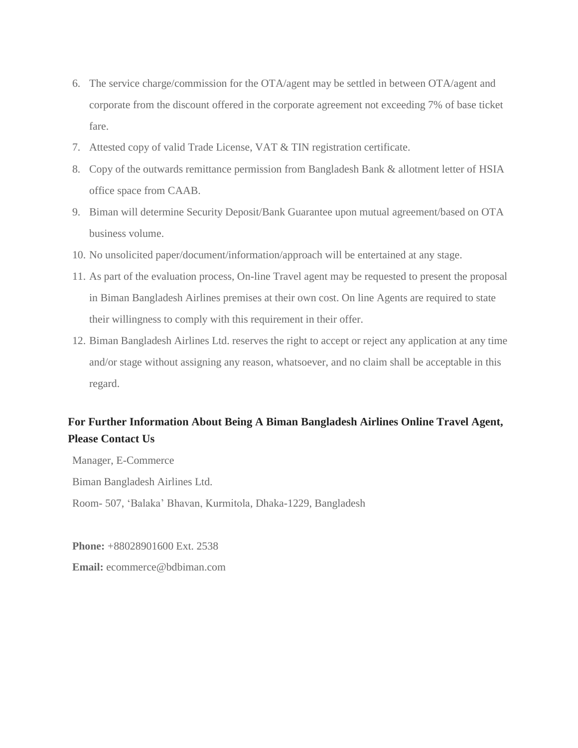6. The service charge/commission for the OTA/agent may be settled in between OTA/agent and corporate from the discount offered in the corporate agreement not exceeding 7% of base ticket fare.
7. Attested copy of valid Trade License, VAT & TIN registration certificate.
8. Copy of the outwards remittance permission from Bangladesh Bank & allotment letter of HSIA office space from CAAB.
9. Biman will determine Security Deposit/Bank Guarantee upon mutual agreement/based on OTA business volume.
10. No unsolicited paper/document/information/approach will be entertained at any stage.
11. As part of the evaluation process, On-line Travel agent may be requested to present the proposal in Biman Bangladesh Airlines premises at their own cost. On line Agents are required to state their willingness to comply with this requirement in their offer.
12. Biman Bangladesh Airlines Ltd. reserves the right to accept or reject any application at any time and/or stage without assigning any reason, whatsoever, and no claim shall be acceptable in this regard.

**For Further Information About Being A Biman Bangladesh Airlines Online Travel Agent, Please Contact Us**

Manager, E-Commerce

Biman Bangladesh Airlines Ltd.

Room- 507, 'Balaka' Bhavan, Kurmitola, Dhaka-1229, Bangladesh

**Phone:** +88028901600 Ext. 2538

**Email:** ecommerce@bdbiman.com